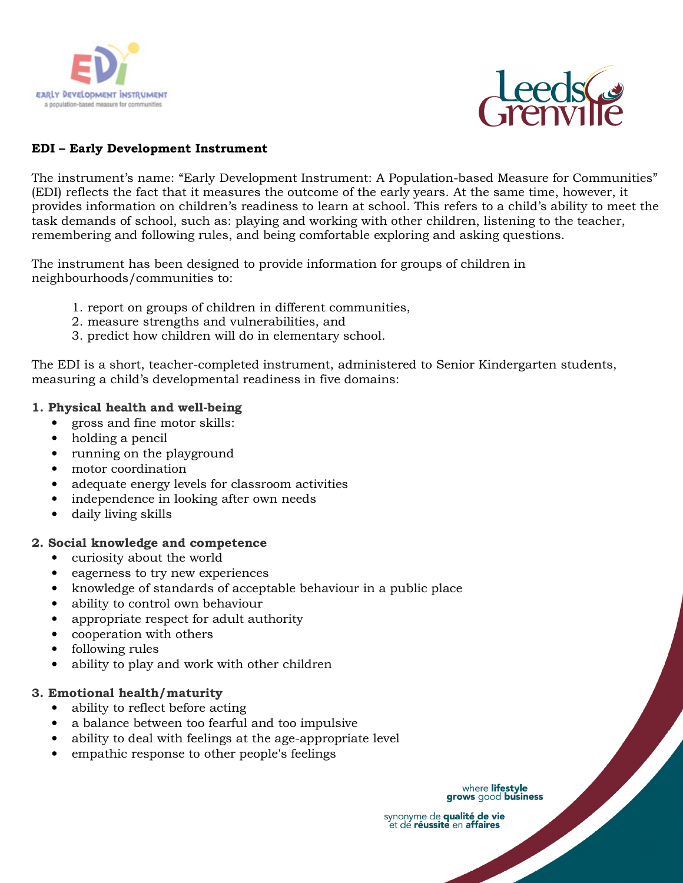## EDI – Early Development Instrument

The instrument's name: "Early Development Instrument: A Population-based Measure for Communities" (EDI) reflects the fact that it measures the outcome of the early years. At the same time, however, it provides information on children's readiness to learn at school. This refers to a child's ability to meet the task demands of school, such as: playing and working with other children, listening to the teacher, remembering and following rules, and being comfortable exploring and asking questions.

The instrument has been designed to provide information for groups of children in neighbourhoods/communities to:

1. report on groups of children in different communities,
2. measure strengths and vulnerabilities, and
3. predict how children will do in elementary school.

The EDI is a short, teacher-completed instrument, administered to Senior Kindergarten students, measuring a child's developmental readiness in five domains:

**1. Physical health and well-being**

- gross and fine motor skills:
- holding a pencil
- running on the playground
- motor coordination
- adequate energy levels for classroom activities
- independence in looking after own needs
- daily living skills

**2. Social knowledge and competence**

- curiosity about the world
- eagerness to try new experiences
- knowledge of standards of acceptable behaviour in a public place
- ability to control own behaviour
- appropriate respect for adult authority
- cooperation with others
- following rules
- ability to play and work with other children

**3. Emotional health/maturity**

- ability to reflect before acting
- a balance between too fearful and too impulsive
- ability to deal with feelings at the age-appropriate level
- empathic response to other people's feelings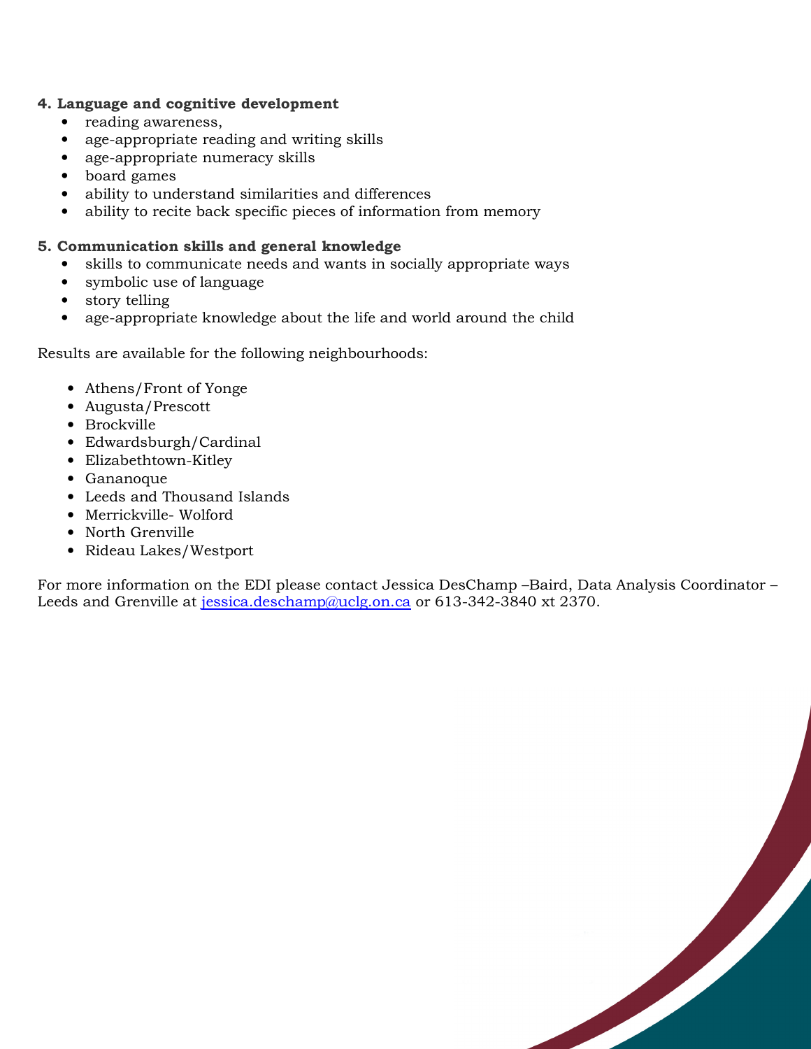**4. Language and cognitive development**

- reading awareness,
- age-appropriate reading and writing skills
- age-appropriate numeracy skills
- board games
- ability to understand similarities and differences
- ability to recite back specific pieces of information from memory

**5. Communication skills and general knowledge**

- skills to communicate needs and wants in socially appropriate ways
- symbolic use of language
- story telling
- age-appropriate knowledge about the life and world around the child

Results are available for the following neighbourhoods:

- Athens/Front of Yonge
- Augusta/Prescott
- Brockville
- Edwardsburgh/Cardinal
- Elizabethtown-Kitley
- Gananoque
- Leeds and Thousand Islands
- Merrickville- Wolford
- North Grenville
- Rideau Lakes/Westport

For more information on the EDI please contact Jessica DesChamp –Baird, Data Analysis Coordinator – Leeds and Grenville at jessica.deschamp@uclg.on.ca or 613-342-3840 xt 2370.